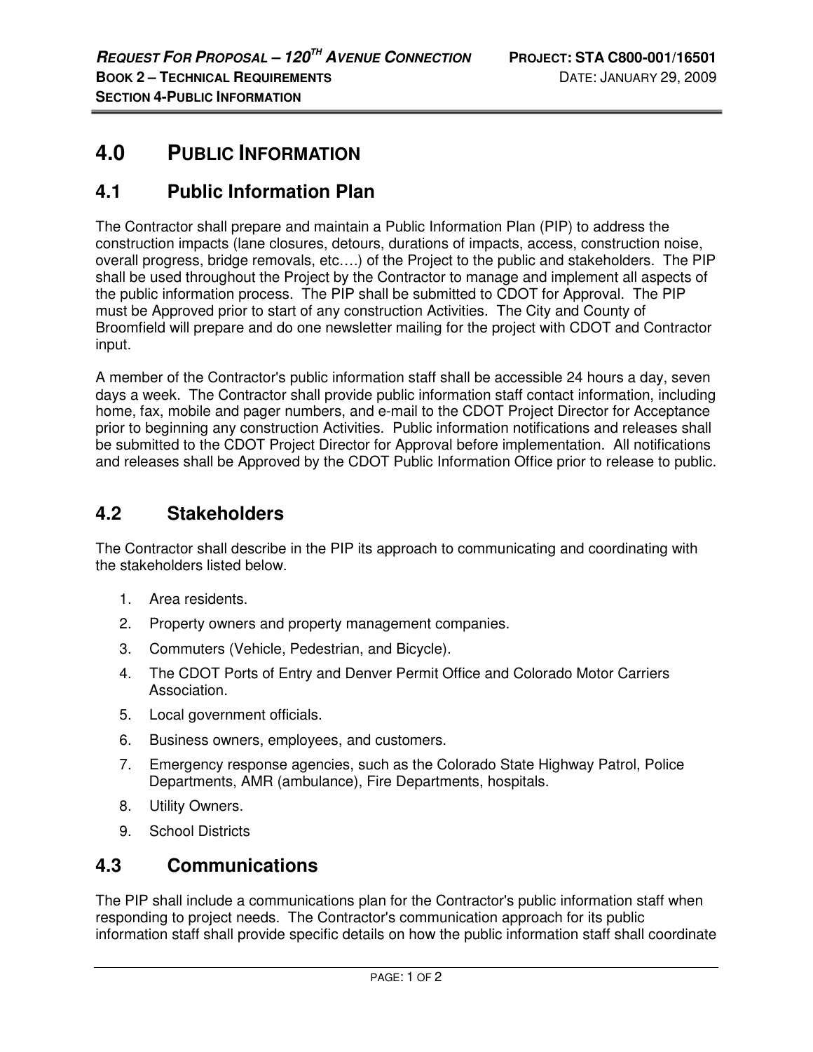# 4.0 PUBLIC INFORMATION

## 4.1 Public Information Plan

The Contractor shall prepare and maintain a Public Information Plan (PIP) to address the construction impacts (lane closures, detours, durations of impacts, access, construction noise, overall progress, bridge removals, etc….) of the Project to the public and stakeholders. The PIP shall be used throughout the Project by the Contractor to manage and implement all aspects of the public information process. The PIP shall be submitted to CDOT for Approval. The PIP must be Approved prior to start of any construction Activities. The City and County of Broomfield will prepare and do one newsletter mailing for the project with CDOT and Contractor input.

A member of the Contractor's public information staff shall be accessible 24 hours a day, seven days a week. The Contractor shall provide public information staff contact information, including home, fax, mobile and pager numbers, and e-mail to the CDOT Project Director for Acceptance prior to beginning any construction Activities. Public information notifications and releases shall be submitted to the CDOT Project Director for Approval before implementation. All notifications and releases shall be Approved by the CDOT Public Information Office prior to release to public.

## 4.2 Stakeholders

The Contractor shall describe in the PIP its approach to communicating and coordinating with the stakeholders listed below.

1. Area residents.
2. Property owners and property management companies.
3. Commuters (Vehicle, Pedestrian, and Bicycle).
4. The CDOT Ports of Entry and Denver Permit Office and Colorado Motor Carriers Association.
5. Local government officials.
6. Business owners, employees, and customers.
7. Emergency response agencies, such as the Colorado State Highway Patrol, Police Departments, AMR (ambulance), Fire Departments, hospitals.
8. Utility Owners.
9. School Districts

## 4.3 Communications

The PIP shall include a communications plan for the Contractor's public information staff when responding to project needs. The Contractor's communication approach for its public information staff shall provide specific details on how the public information staff shall coordinate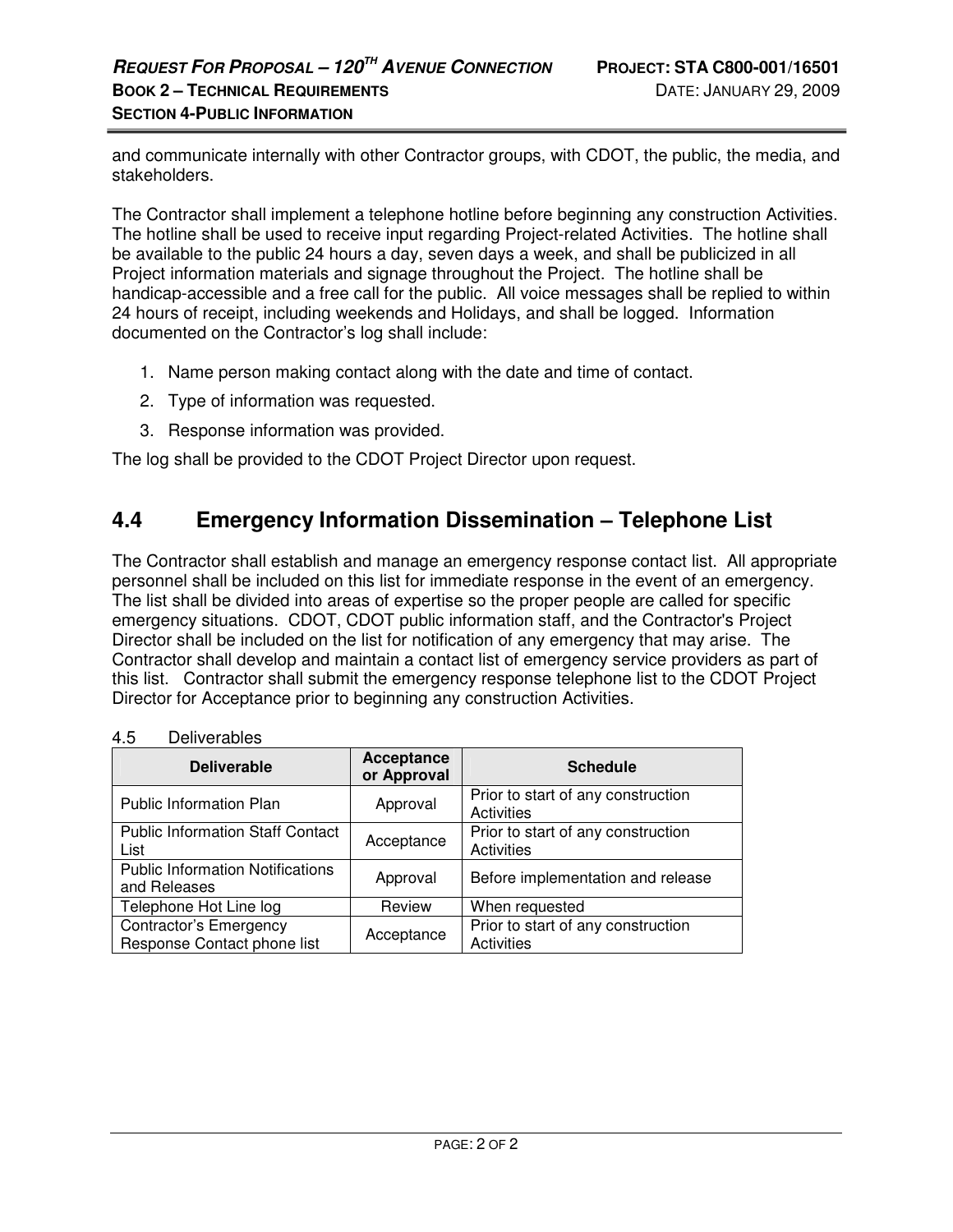and communicate internally with other Contractor groups, with CDOT, the public, the media, and stakeholders.

The Contractor shall implement a telephone hotline before beginning any construction Activities. The hotline shall be used to receive input regarding Project-related Activities. The hotline shall be available to the public 24 hours a day, seven days a week, and shall be publicized in all Project information materials and signage throughout the Project. The hotline shall be handicap-accessible and a free call for the public. All voice messages shall be replied to within 24 hours of receipt, including weekends and Holidays, and shall be logged. Information documented on the Contractor's log shall include:

1. Name person making contact along with the date and time of contact.
2. Type of information was requested.
3. Response information was provided.

The log shall be provided to the CDOT Project Director upon request.

## 4.4 Emergency Information Dissemination – Telephone List

The Contractor shall establish and manage an emergency response contact list. All appropriate personnel shall be included on this list for immediate response in the event of an emergency. The list shall be divided into areas of expertise so the proper people are called for specific emergency situations. CDOT, CDOT public information staff, and the Contractor's Project Director shall be included on the list for notification of any emergency that may arise. The Contractor shall develop and maintain a contact list of emergency service providers as part of this list. Contractor shall submit the emergency response telephone list to the CDOT Project Director for Acceptance prior to beginning any construction Activities.

4.5 Deliverables

| Deliverable | Acceptance or Approval | Schedule |
| --- | --- | --- |
| Public Information Plan | Approval | Prior to start of any construction Activities |
| Public Information Staff Contact List | Acceptance | Prior to start of any construction Activities |
| Public Information Notifications and Releases | Approval | Before implementation and release |
| Telephone Hot Line log | Review | When requested |
| Contractor's Emergency Response Contact phone list | Acceptance | Prior to start of any construction Activities |